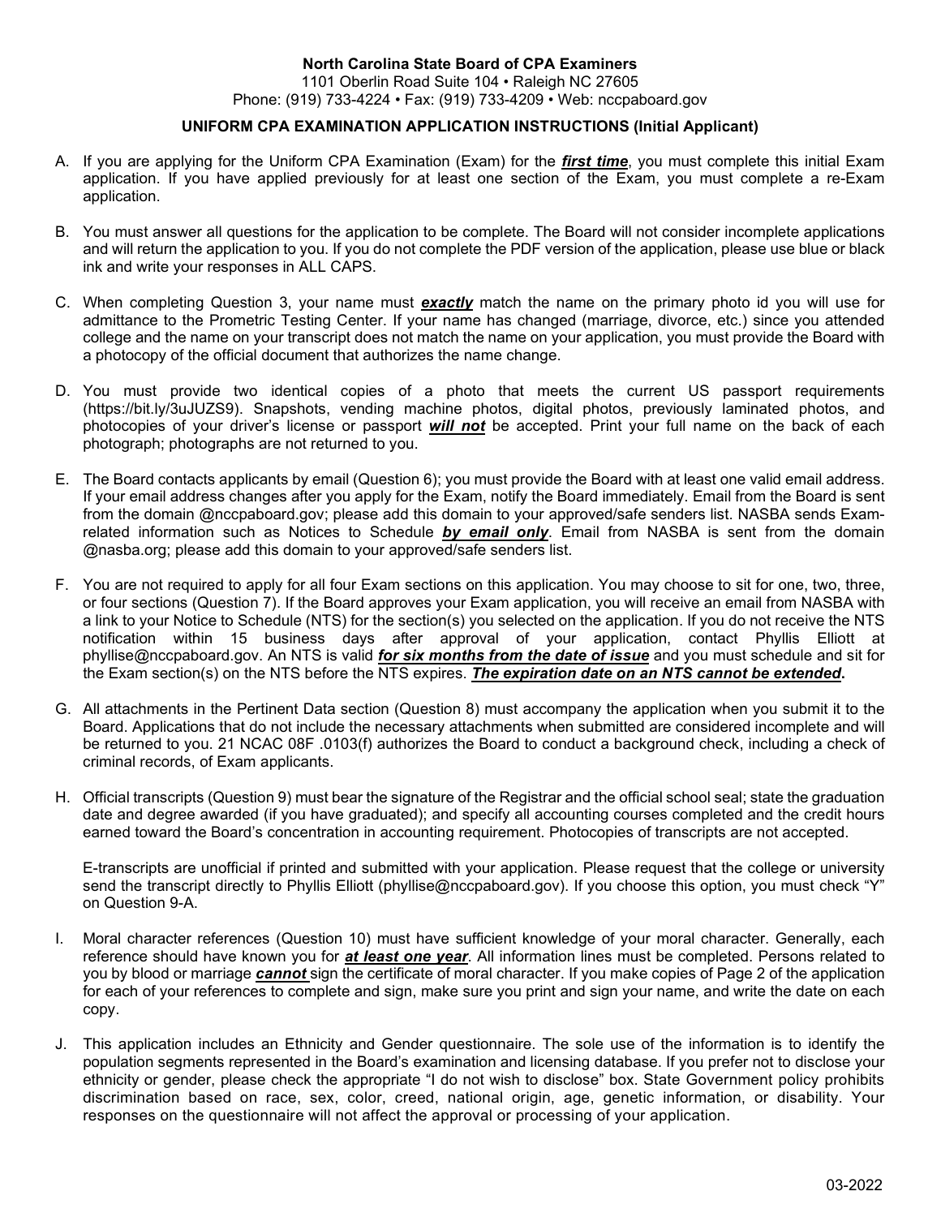**North Carolina State Board of CPA Examiners**
1101 Oberlin Road Suite 104 • Raleigh NC 27605
Phone: (919) 733-4224 • Fax: (919) 733-4209 • Web: nccpaboard.gov

**UNIFORM CPA EXAMINATION APPLICATION INSTRUCTIONS (Initial Applicant)**

A. If you are applying for the Uniform CPA Examination (Exam) for the ***first time***, you must complete this initial Exam application. If you have applied previously for at least one section of the Exam, you must complete a re-Exam application.

B. You must answer all questions for the application to be complete. The Board will not consider incomplete applications and will return the application to you. If you do not complete the PDF version of the application, please use blue or black ink and write your responses in ALL CAPS.

C. When completing Question 3, your name must ***exactly*** match the name on the primary photo id you will use for admittance to the Prometric Testing Center. If your name has changed (marriage, divorce, etc.) since you attended college and the name on your transcript does not match the name on your application, you must provide the Board with a photocopy of the official document that authorizes the name change.

D. You must provide two identical copies of a photo that meets the current US passport requirements (https://bit.ly/3uJUZS9). Snapshots, vending machine photos, digital photos, previously laminated photos, and photocopies of your driver's license or passport ***will not*** be accepted. Print your full name on the back of each photograph; photographs are not returned to you.

E. The Board contacts applicants by email (Question 6); you must provide the Board with at least one valid email address. If your email address changes after you apply for the Exam, notify the Board immediately. Email from the Board is sent from the domain @nccpaboard.gov; please add this domain to your approved/safe senders list. NASBA sends Exam-related information such as Notices to Schedule ***by email only***. Email from NASBA is sent from the domain @nasba.org; please add this domain to your approved/safe senders list.

F. You are not required to apply for all four Exam sections on this application. You may choose to sit for one, two, three, or four sections (Question 7). If the Board approves your Exam application, you will receive an email from NASBA with a link to your Notice to Schedule (NTS) for the section(s) you selected on the application. If you do not receive the NTS notification within 15 business days after approval of your application, contact Phyllis Elliott at phyllise@nccpaboard.gov. An NTS is valid ***for six months from the date of issue*** and you must schedule and sit for the Exam section(s) on the NTS before the NTS expires. ***The expiration date on an NTS cannot be extended*.**

G. All attachments in the Pertinent Data section (Question 8) must accompany the application when you submit it to the Board. Applications that do not include the necessary attachments when submitted are considered incomplete and will be returned to you. 21 NCAC 08F .0103(f) authorizes the Board to conduct a background check, including a check of criminal records, of Exam applicants.

H. Official transcripts (Question 9) must bear the signature of the Registrar and the official school seal; state the graduation date and degree awarded (if you have graduated); and specify all accounting courses completed and the credit hours earned toward the Board's concentration in accounting requirement. Photocopies of transcripts are not accepted.

   E-transcripts are unofficial if printed and submitted with your application. Please request that the college or university send the transcript directly to Phyllis Elliott (phyllise@nccpaboard.gov). If you choose this option, you must check "Y" on Question 9-A.

I. Moral character references (Question 10) must have sufficient knowledge of your moral character. Generally, each reference should have known you for ***at least one year***. All information lines must be completed. Persons related to you by blood or marriage ***cannot*** sign the certificate of moral character. If you make copies of Page 2 of the application for each of your references to complete and sign, make sure you print and sign your name, and write the date on each copy.

J. This application includes an Ethnicity and Gender questionnaire. The sole use of the information is to identify the population segments represented in the Board's examination and licensing database. If you prefer not to disclose your ethnicity or gender, please check the appropriate "I do not wish to disclose" box. State Government policy prohibits discrimination based on race, sex, color, creed, national origin, age, genetic information, or disability. Your responses on the questionnaire will not affect the approval or processing of your application.

03-2022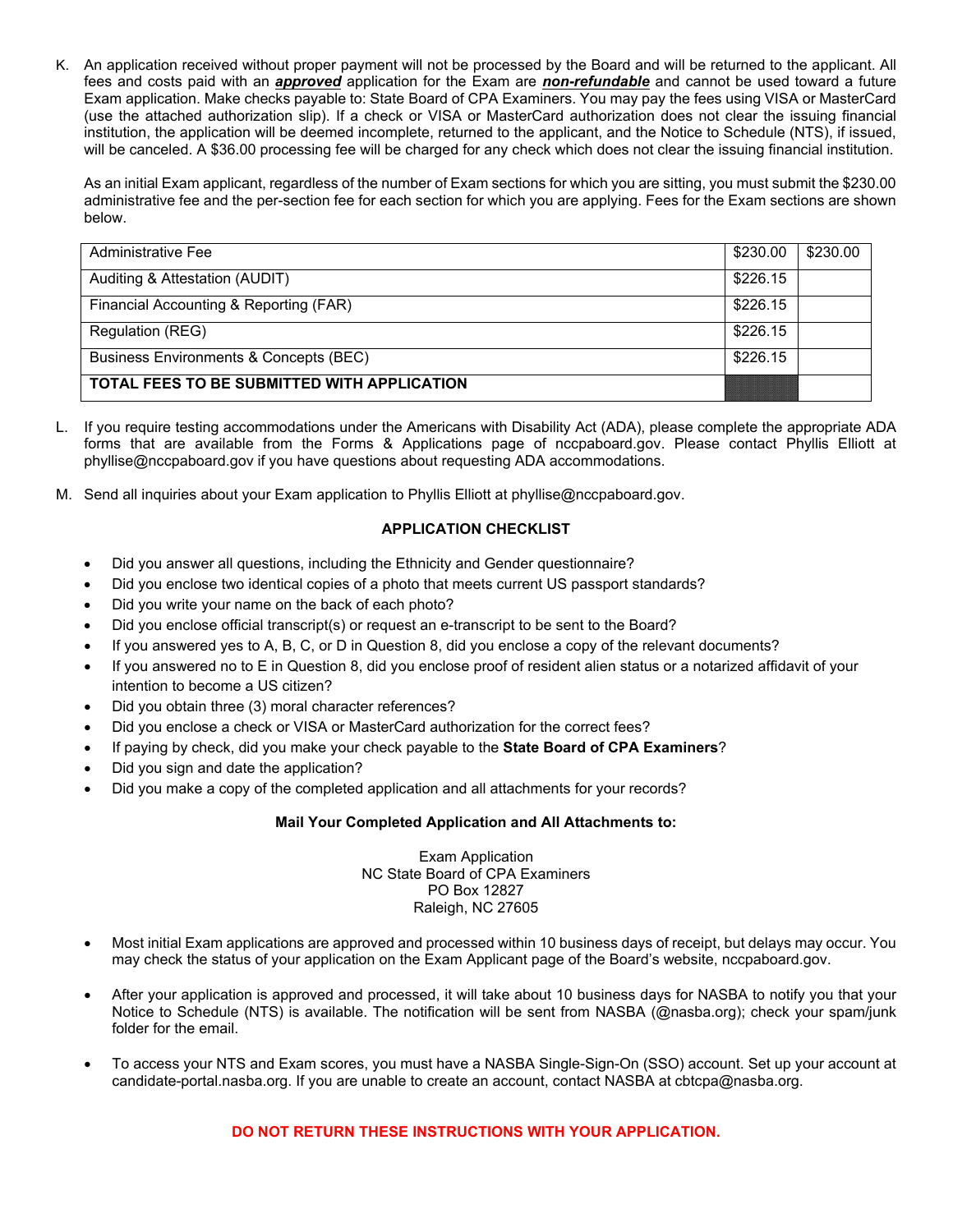K. An application received without proper payment will not be processed by the Board and will be returned to the applicant. All fees and costs paid with an ***approved*** application for the Exam are ***non-refundable*** and cannot be used toward a future Exam application. Make checks payable to: State Board of CPA Examiners. You may pay the fees using VISA or MasterCard (use the attached authorization slip). If a check or VISA or MasterCard authorization does not clear the issuing financial institution, the application will be deemed incomplete, returned to the applicant, and the Notice to Schedule (NTS), if issued, will be canceled. A $36.00 processing fee will be charged for any check which does not clear the issuing financial institution.

   As an initial Exam applicant, regardless of the number of Exam sections for which you are sitting, you must submit the $230.00 administrative fee and the per-section fee for each section for which you are applying. Fees for the Exam sections are shown below.

| Administrative Fee | $230.00 | $230.00 |
|---|---|---|
| Auditing & Attestation (AUDIT) | $226.15 | |
| Financial Accounting & Reporting (FAR) | $226.15 | |
| Regulation (REG) | $226.15 | |
| Business Environments & Concepts (BEC) | $226.15 | |
| **TOTAL FEES TO BE SUBMITTED WITH APPLICATION** | | |

L. If you require testing accommodations under the Americans with Disability Act (ADA), please complete the appropriate ADA forms that are available from the Forms & Applications page of nccpaboard.gov. Please contact Phyllis Elliott at phyllise@nccpaboard.gov if you have questions about requesting ADA accommodations.

M. Send all inquiries about your Exam application to Phyllis Elliott at phyllise@nccpaboard.gov.

## APPLICATION CHECKLIST

- Did you answer all questions, including the Ethnicity and Gender questionnaire?
- Did you enclose two identical copies of a photo that meets current US passport standards?
- Did you write your name on the back of each photo?
- Did you enclose official transcript(s) or request an e-transcript to be sent to the Board?
- If you answered yes to A, B, C, or D in Question 8, did you enclose a copy of the relevant documents?
- If you answered no to E in Question 8, did you enclose proof of resident alien status or a notarized affidavit of your intention to become a US citizen?
- Did you obtain three (3) moral character references?
- Did you enclose a check or VISA or MasterCard authorization for the correct fees?
- If paying by check, did you make your check payable to the **State Board of CPA Examiners**?
- Did you sign and date the application?
- Did you make a copy of the completed application and all attachments for your records?

**Mail Your Completed Application and All Attachments to:**

Exam Application
NC State Board of CPA Examiners
PO Box 12827
Raleigh, NC 27605

- Most initial Exam applications are approved and processed within 10 business days of receipt, but delays may occur. You may check the status of your application on the Exam Applicant page of the Board's website, nccpaboard.gov.

- After your application is approved and processed, it will take about 10 business days for NASBA to notify you that your Notice to Schedule (NTS) is available. The notification will be sent from NASBA (@nasba.org); check your spam/junk folder for the email.

- To access your NTS and Exam scores, you must have a NASBA Single-Sign-On (SSO) account. Set up your account at candidate-portal.nasba.org. If you are unable to create an account, contact NASBA at cbtcpa@nasba.org.

**DO NOT RETURN THESE INSTRUCTIONS WITH YOUR APPLICATION.**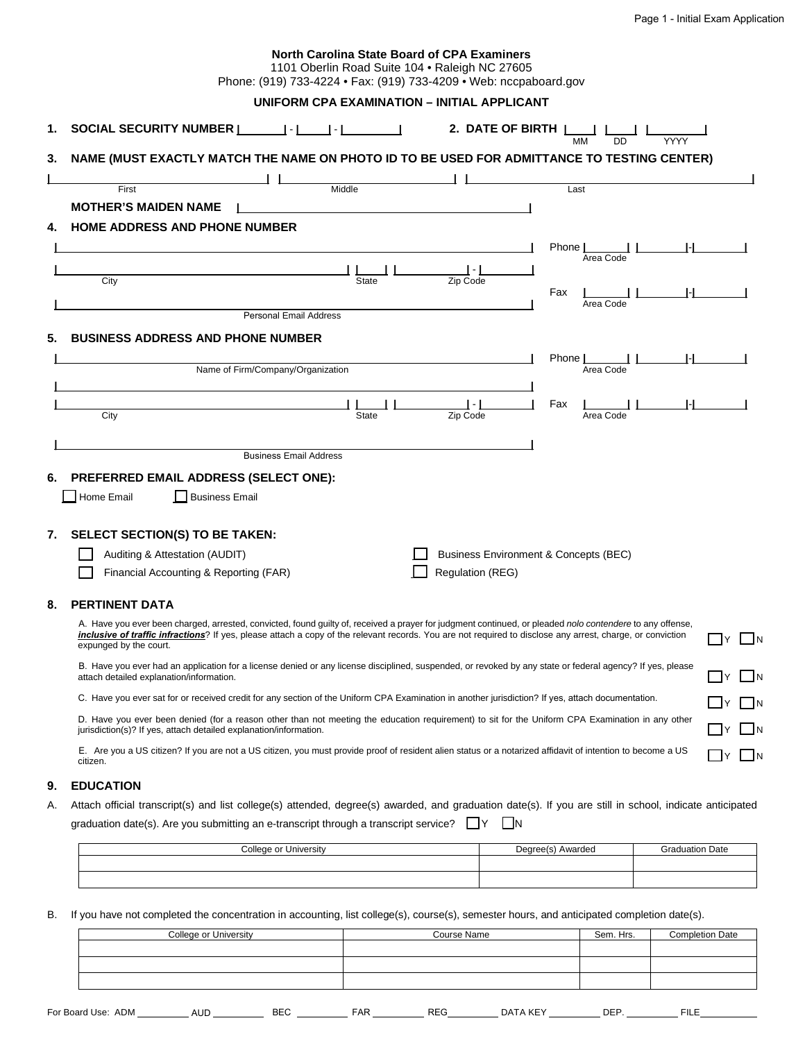**North Carolina State Board of CPA Examiners**
1101 Oberlin Road Suite 104 • Raleigh NC 27605
Phone: (919) 733-4224 • Fax: (919) 733-4209 • Web: nccpaboard.gov

## UNIFORM CPA EXAMINATION – INITIAL APPLICANT

**1. SOCIAL SECURITY NUMBER** |______|-|____|-|________|

**2. DATE OF BIRTH** |____| |____| |________|
MM DD YYYY

**3. NAME (MUST EXACTLY MATCH THE NAME ON PHOTO ID TO BE USED FOR ADMITTANCE TO TESTING CENTER)**

|________________| |________________| |________________|
First Middle Last

**MOTHER'S MAIDEN NAME** |________________|

**4. HOME ADDRESS AND PHONE NUMBER**

|________________| Phone |____| |____|-|____|
Area Code

|________| |____| |____|-|____|
City State Zip Code

Fax |____| |____|-|____|
Area Code

|________________|
Personal Email Address

**5. BUSINESS ADDRESS AND PHONE NUMBER**

|________________| Phone |____| |____|-|____|
Name of Firm/Company/Organization Area Code

|________________|

|________| |____| |____|-|____| Fax |____| |____|-|____|
City State Zip Code Area Code

|________________|
Business Email Address

**6. PREFERRED EMAIL ADDRESS (SELECT ONE):**

☐ Home Email ☐ Business Email

**7. SELECT SECTION(S) TO BE TAKEN:**

☐ Auditing & Attestation (AUDIT)
☐ Financial Accounting & Reporting (FAR)
☐ Business Environment & Concepts (BEC)
☐ Regulation (REG)

**8. PERTINENT DATA**

A. Have you ever been charged, arrested, convicted, found guilty of, received a prayer for judgment continued, or pleaded *nolo contendere* to any offense, ***inclusive of traffic infractions***? If yes, please attach a copy of the relevant records. You are not required to disclose any arrest, charge, or conviction expunged by the court. ☐Y ☐N

B. Have you ever had an application for a license denied or any license disciplined, suspended, or revoked by any state or federal agency? If yes, please attach detailed explanation/information. ☐Y ☐N

C. Have you ever sat for or received credit for any section of the Uniform CPA Examination in another jurisdiction? If yes, attach documentation. ☐Y ☐N

D. Have you ever been denied (for a reason other than not meeting the education requirement) to sit for the Uniform CPA Examination in any other jurisdiction(s)? If yes, attach detailed explanation/information. ☐Y ☐N

E. Are you a US citizen? If you are not a US citizen, you must provide proof of resident alien status or a notarized affidavit of intention to become a US citizen. ☐Y ☐N

**9. EDUCATION**

A. Attach official transcript(s) and list college(s) attended, degree(s) awarded, and graduation date(s). If you are still in school, indicate anticipated graduation date(s). Are you submitting an e-transcript through a transcript service? ☐Y ☐N

| College or University | Degree(s) Awarded | Graduation Date |
|---|---|---|
| | | |
| | | |

B. If you have not completed the concentration in accounting, list college(s), course(s), semester hours, and anticipated completion date(s).

| College or University | Course Name | Sem. Hrs. | Completion Date |
|---|---|---|---|
| | | | |
| | | | |
| | | | |

For Board Use: ADM ________ AUD ________ BEC ________ FAR ________ REG________ DATA KEY ________ DEP. ________ FILE________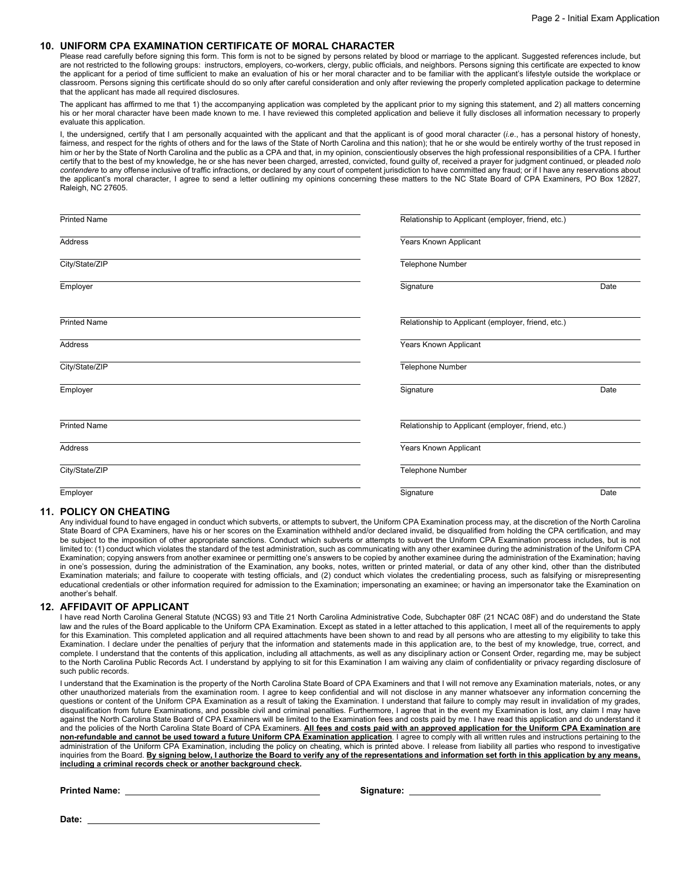## 10. UNIFORM CPA EXAMINATION CERTIFICATE OF MORAL CHARACTER

Please read carefully before signing this form. This form is not to be signed by persons related by blood or marriage to the applicant. Suggested references include, but are not restricted to the following groups: instructors, employers, co-workers, clergy, public officials, and neighbors. Persons signing this certificate are expected to know the applicant for a period of time sufficient to make an evaluation of his or her moral character and to be familiar with the applicant's lifestyle outside the workplace or classroom. Persons signing this certificate should do so only after careful consideration and only after reviewing the properly completed application package to determine that the applicant has made all required disclosures.

The applicant has affirmed to me that 1) the accompanying application was completed by the applicant prior to my signing this statement, and 2) all matters concerning his or her moral character have been made known to me. I have reviewed this completed application and believe it fully discloses all information necessary to properly evaluate this application.

I, the undersigned, certify that I am personally acquainted with the applicant and that the applicant is of good moral character (*i.e.*, has a personal history of honesty, fairness, and respect for the rights of others and for the laws of the State of North Carolina and this nation); that he or she would be entirely worthy of the trust reposed in him or her by the State of North Carolina and the public as a CPA and that, in my opinion, conscientiously observes the high professional responsibilities of a CPA. I further certify that to the best of my knowledge, he or she has never been charged, arrested, convicted, found guilty of, received a prayer for judgment continued, or pleaded *nolo contendere* to any offense inclusive of traffic infractions, or declared by any court of competent jurisdiction to have committed any fraud; or if I have any reservations about the applicant's moral character, I agree to send a letter outlining my opinions concerning these matters to the NC State Board of CPA Examiners, PO Box 12827, Raleigh, NC 27605.

Printed Name ______________________ Relationship to Applicant (employer, friend, etc.) ______________________

Address ______________________ Years Known Applicant ______________________

City/State/ZIP ______________________ Telephone Number ______________________

Employer ______________________ Signature ______________________ Date ________

Printed Name ______________________ Relationship to Applicant (employer, friend, etc.) ______________________

Address ______________________ Years Known Applicant ______________________

City/State/ZIP ______________________ Telephone Number ______________________

Employer ______________________ Signature ______________________ Date ________

Printed Name ______________________ Relationship to Applicant (employer, friend, etc.) ______________________

Address ______________________ Years Known Applicant ______________________

City/State/ZIP ______________________ Telephone Number ______________________

Employer ______________________ Signature ______________________ Date ________

## 11. POLICY ON CHEATING

Any individual found to have engaged in conduct which subverts, or attempts to subvert, the Uniform CPA Examination process may, at the discretion of the North Carolina State Board of CPA Examiners, have his or her scores on the Examination withheld and/or declared invalid, be disqualified from holding the CPA certification, and may be subject to the imposition of other appropriate sanctions. Conduct which subverts or attempts to subvert the Uniform CPA Examination process includes, but is not limited to: (1) conduct which violates the standard of the test administration, such as communicating with any other examinee during the administration of the Uniform CPA Examination; copying answers from another examinee or permitting one's answers to be copied by another examinee during the administration of the Examination; having in one's possession, during the administration of the Examination, any books, notes, written or printed material, or data of any other kind, other than the distributed Examination materials; and failure to cooperate with testing officials, and (2) conduct which violates the credentialing process, such as falsifying or misrepresenting educational credentials or other information required for admission to the Examination; impersonating an examinee; or having an impersonator take the Examination on another's behalf.

## 12. AFFIDAVIT OF APPLICANT

I have read North Carolina General Statute (NCGS) 93 and Title 21 North Carolina Administrative Code, Subchapter 08F (21 NCAC 08F) and do understand the State law and the rules of the Board applicable to the Uniform CPA Examination. Except as stated in a letter attached to this application, I meet all of the requirements to apply for this Examination. This completed application and all required attachments have been shown to and read by all persons who are attesting to my eligibility to take this Examination. I declare under the penalties of perjury that the information and statements made in this application are, to the best of my knowledge, true, correct, and complete. I understand that the contents of this application, including all attachments, as well as any disciplinary action or Consent Order, regarding me, may be subject to the North Carolina Public Records Act. I understand by applying to sit for this Examination I am waiving any claim of confidentiality or privacy regarding disclosure of such public records.

I understand that the Examination is the property of the North Carolina State Board of CPA Examiners and that I will not remove any Examination materials, notes, or any other unauthorized materials from the examination room. I agree to keep confidential and will not disclose in any manner whatsoever any information concerning the questions or content of the Uniform CPA Examination as a result of taking the Examination. I understand that failure to comply may result in invalidation of my grades, disqualification from future Examinations, and possible civil and criminal penalties. Furthermore, I agree that in the event my Examination is lost, any claim I may have against the North Carolina State Board of CPA Examiners will be limited to the Examination fees and costs paid by me. I have read this application and do understand it and the policies of the North Carolina State Board of CPA Examiners. **All fees and costs paid with an approved application for the Uniform CPA Examination are non-refundable and cannot be used toward a future Uniform CPA Examination application**. I agree to comply with all written rules and instructions pertaining to the administration of the Uniform CPA Examination, including the policy on cheating, which is printed above. I release from liability all parties who respond to investigative inquiries from the Board. **By signing below, I authorize the Board to verify any of the representations and information set forth in this application by any means, including a criminal records check or another background check.**

**Printed Name:** ______________________ **Signature:** ______________________

**Date:** ______________________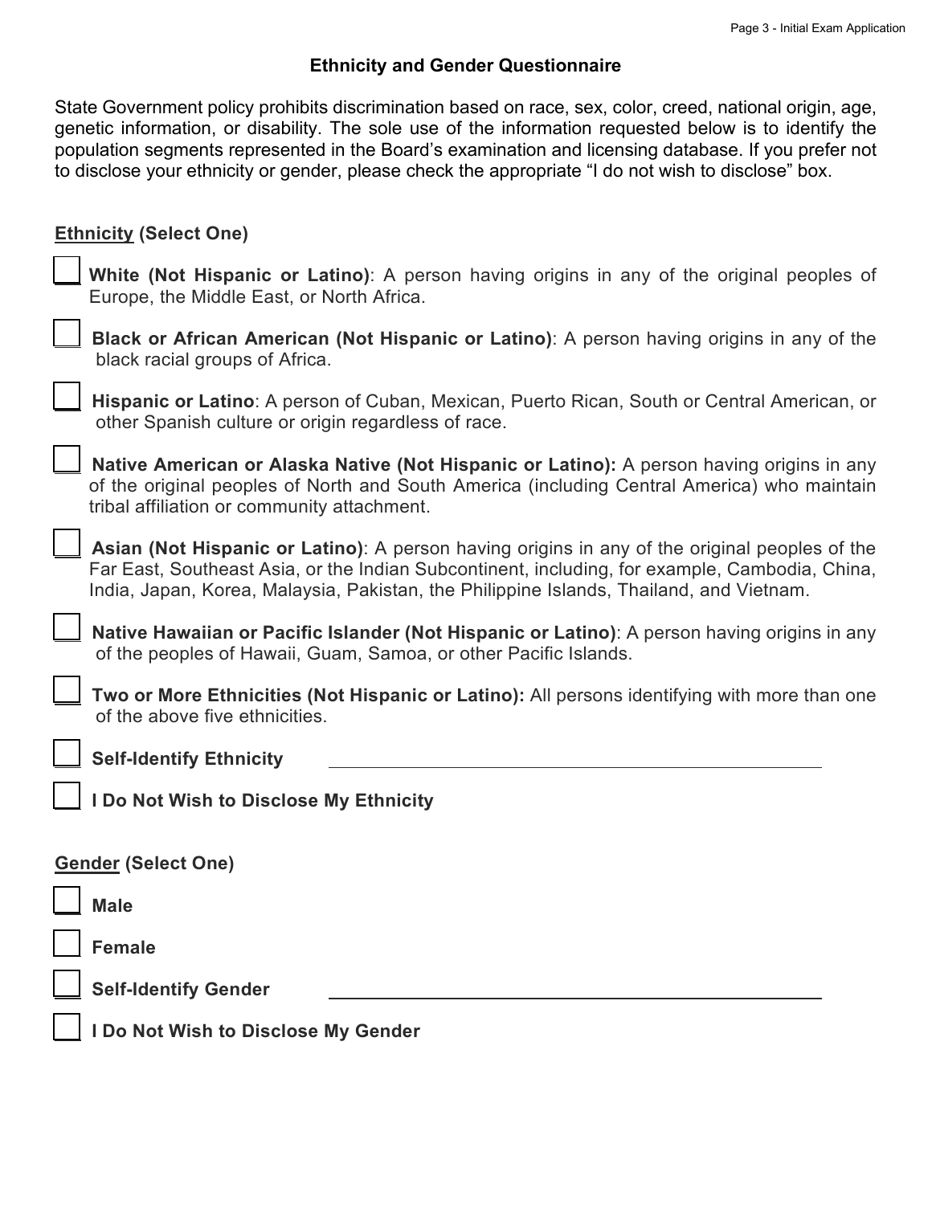## Ethnicity and Gender Questionnaire

State Government policy prohibits discrimination based on race, sex, color, creed, national origin, age, genetic information, or disability. The sole use of the information requested below is to identify the population segments represented in the Board's examination and licensing database. If you prefer not to disclose your ethnicity or gender, please check the appropriate "I do not wish to disclose" box.

**Ethnicity (Select One)**

- [ ] **White (Not Hispanic or Latino)**: A person having origins in any of the original peoples of Europe, the Middle East, or North Africa.
- [ ] **Black or African American (Not Hispanic or Latino)**: A person having origins in any of the black racial groups of Africa.
- [ ] **Hispanic or Latino**: A person of Cuban, Mexican, Puerto Rican, South or Central American, or other Spanish culture or origin regardless of race.
- [ ] **Native American or Alaska Native (Not Hispanic or Latino):** A person having origins in any of the original peoples of North and South America (including Central America) who maintain tribal affiliation or community attachment.
- [ ] **Asian (Not Hispanic or Latino)**: A person having origins in any of the original peoples of the Far East, Southeast Asia, or the Indian Subcontinent, including, for example, Cambodia, China, India, Japan, Korea, Malaysia, Pakistan, the Philippine Islands, Thailand, and Vietnam.
- [ ] **Native Hawaiian or Pacific Islander (Not Hispanic or Latino)**: A person having origins in any of the peoples of Hawaii, Guam, Samoa, or other Pacific Islands.
- [ ] **Two or More Ethnicities (Not Hispanic or Latino):** All persons identifying with more than one of the above five ethnicities.
- [ ] **Self-Identify Ethnicity** ______________________________
- [ ] **I Do Not Wish to Disclose My Ethnicity**

**Gender (Select One)**

- [ ] **Male**
- [ ] **Female**
- [ ] **Self-Identify Gender** ______________________________
- [ ] **I Do Not Wish to Disclose My Gender**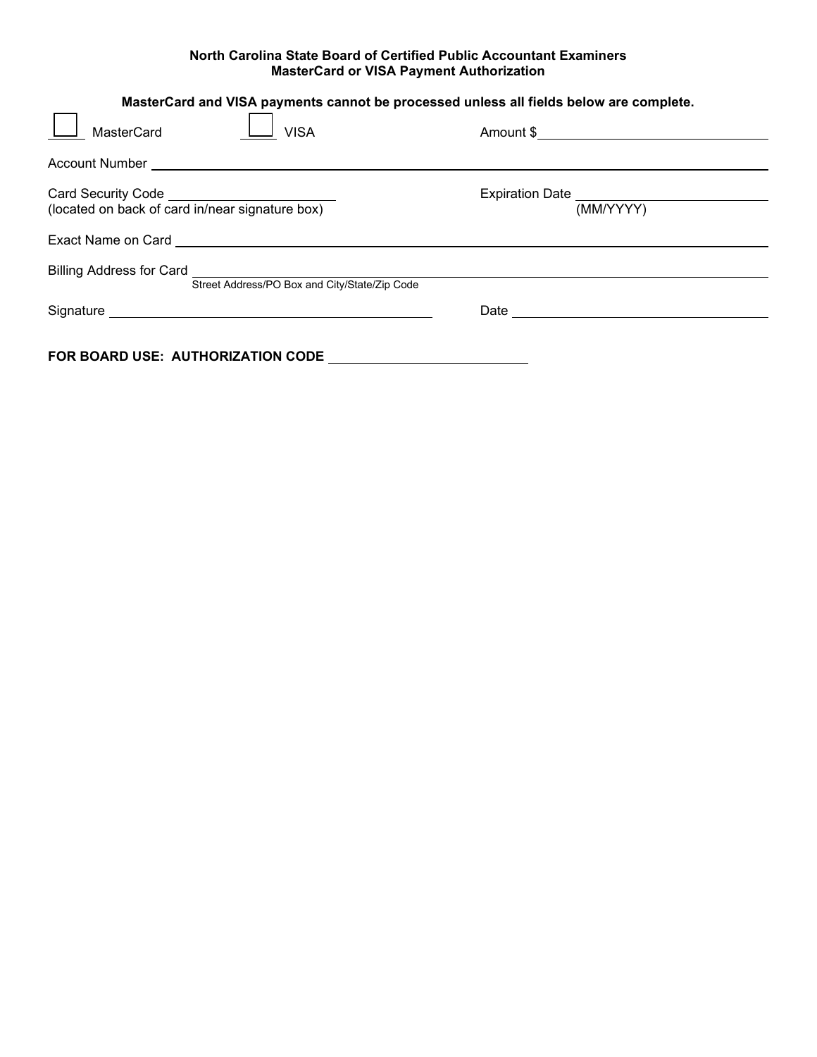**North Carolina State Board of Certified Public Accountant Examiners**
**MasterCard or VISA Payment Authorization**

**MasterCard and VISA payments cannot be processed unless all fields below are complete.**

☐ MasterCard ☐ VISA Amount $ ____________________

Account Number ________________________________________________

Card Security Code ____________________
(located on back of card in/near signature box)

Expiration Date ____________________
(MM/YYYY)

Exact Name on Card ________________________________________________

Billing Address for Card ________________________________________________
Street Address/PO Box and City/State/Zip Code

Signature ____________________________ Date ____________________

**FOR BOARD USE: AUTHORIZATION CODE** ____________________